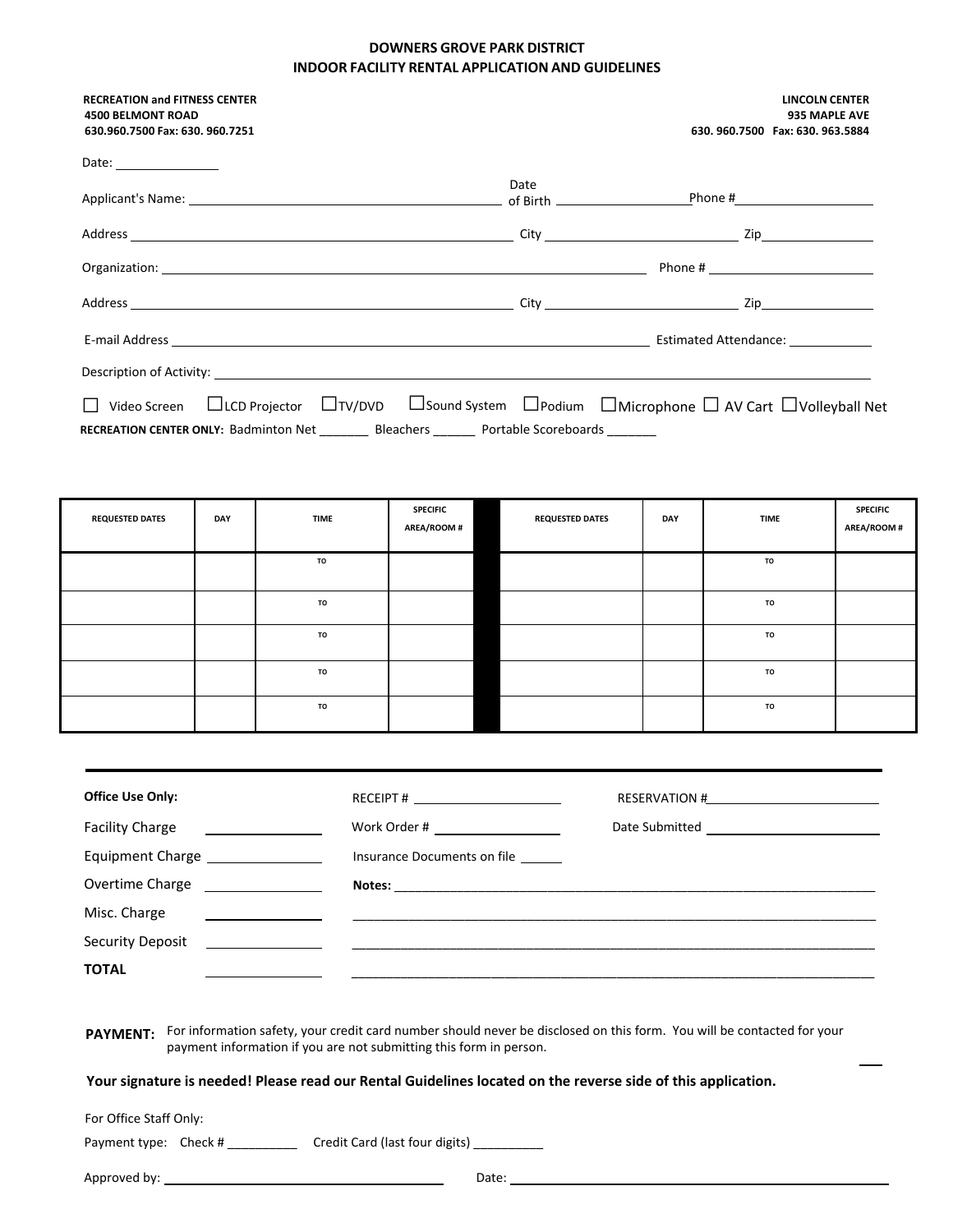# DOWNERS GROVE PARK DISTRICT
## INDOOR FACILITY RENTAL APPLICATION AND GUIDELINES

**RECREATION and FITNESS CENTER**
**4500 BELMONT ROAD**
**630.960.7500 Fax: 630. 960.7251**

**LINCOLN CENTER**
**935 MAPLE AVE**
**630. 960.7500 Fax: 630. 963.5884**

Date: ______________

Applicant's Name: ______________________________ Date of Birth ______________ Phone # ______________

Address ______________________________ City ______________ Zip ______________

Organization: ______________________________ Phone # ______________

Address ______________________________ City ______________ Zip ______________

E-mail Address ______________________________ Estimated Attendance: ______________

Description of Activity: ______________________________

☐ Video Screen ☐ LCD Projector ☐ TV/DVD ☐ Sound System ☐ Podium ☐ Microphone ☐ AV Cart ☐ Volleyball Net

**RECREATION CENTER ONLY:** Badminton Net _______ Bleachers ______ Portable Scoreboards _______

| REQUESTED DATES | DAY | TIME | SPECIFIC AREA/ROOM # | REQUESTED DATES | DAY | TIME | SPECIFIC AREA/ROOM # |
|---|---|---|---|---|---|---|---|
| | | TO | | | | TO | |
| | | TO | | | | TO | |
| | | TO | | | | TO | |
| | | TO | | | | TO | |
| | | TO | | | | TO | |

---

**Office Use Only:**

Facility Charge ______________

Equipment Charge ______________

Overtime Charge ______________

Misc. Charge ______________

Security Deposit ______________

**TOTAL** ______________

RECEIPT # ______________

Work Order # ______________

Insurance Documents on file ______

**Notes:** ______________________________

RESERVATION # ______________

Date Submitted ______________

**PAYMENT:** For information safety, your credit card number should never be disclosed on this form. You will be contacted for your payment information if you are not submitting this form in person.

**Your signature is needed! Please read our Rental Guidelines located on the reverse side of this application.**

For Office Staff Only:

Payment type: Check # __________ Credit Card (last four digits) __________

Approved by: ______________________________ Date: ______________________________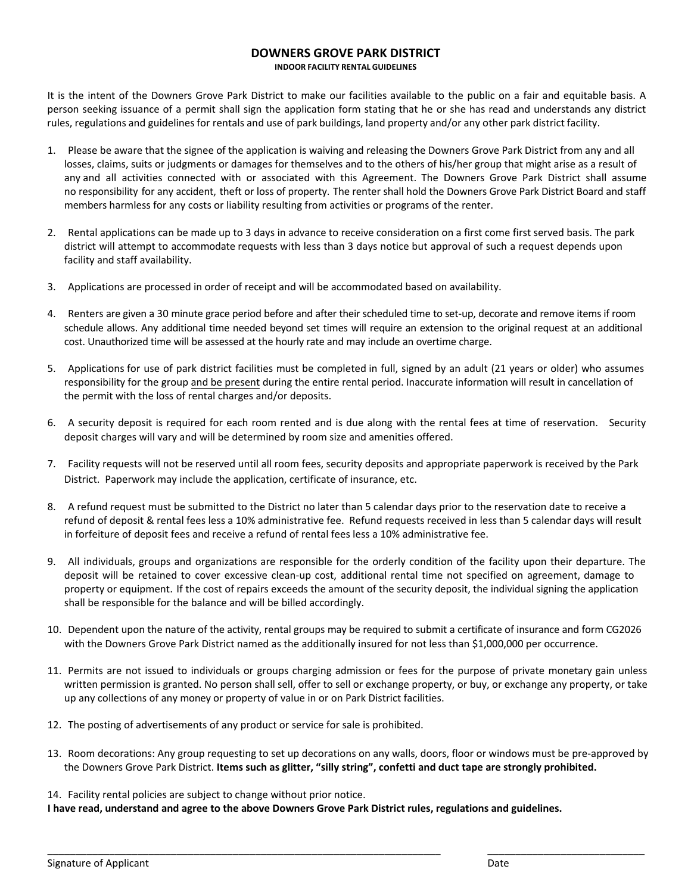# DOWNERS GROVE PARK DISTRICT

## INDOOR FACILITY RENTAL GUIDELINES

It is the intent of the Downers Grove Park District to make our facilities available to the public on a fair and equitable basis. A person seeking issuance of a permit shall sign the application form stating that he or she has read and understands any district rules, regulations and guidelines for rentals and use of park buildings, land property and/or any other park district facility.

1. Please be aware that the signee of the application is waiving and releasing the Downers Grove Park District from any and all losses, claims, suits or judgments or damages for themselves and to the others of his/her group that might arise as a result of any and all activities connected with or associated with this Agreement. The Downers Grove Park District shall assume no responsibility for any accident, theft or loss of property. The renter shall hold the Downers Grove Park District Board and staff members harmless for any costs or liability resulting from activities or programs of the renter.

2. Rental applications can be made up to 3 days in advance to receive consideration on a first come first served basis. The park district will attempt to accommodate requests with less than 3 days notice but approval of such a request depends upon facility and staff availability.

3. Applications are processed in order of receipt and will be accommodated based on availability.

4. Renters are given a 30 minute grace period before and after their scheduled time to set-up, decorate and remove items if room schedule allows. Any additional time needed beyond set times will require an extension to the original request at an additional cost. Unauthorized time will be assessed at the hourly rate and may include an overtime charge.

5. Applications for use of park district facilities must be completed in full, signed by an adult (21 years or older) who assumes responsibility for the group and be present during the entire rental period. Inaccurate information will result in cancellation of the permit with the loss of rental charges and/or deposits.

6. A security deposit is required for each room rented and is due along with the rental fees at time of reservation. Security deposit charges will vary and will be determined by room size and amenities offered.

7. Facility requests will not be reserved until all room fees, security deposits and appropriate paperwork is received by the Park District. Paperwork may include the application, certificate of insurance, etc.

8. A refund request must be submitted to the District no later than 5 calendar days prior to the reservation date to receive a refund of deposit & rental fees less a 10% administrative fee. Refund requests received in less than 5 calendar days will result in forfeiture of deposit fees and receive a refund of rental fees less a 10% administrative fee.

9. All individuals, groups and organizations are responsible for the orderly condition of the facility upon their departure. The deposit will be retained to cover excessive clean-up cost, additional rental time not specified on agreement, damage to property or equipment. If the cost of repairs exceeds the amount of the security deposit, the individual signing the application shall be responsible for the balance and will be billed accordingly.

10. Dependent upon the nature of the activity, rental groups may be required to submit a certificate of insurance and form CG2026 with the Downers Grove Park District named as the additionally insured for not less than $1,000,000 per occurrence.

11. Permits are not issued to individuals or groups charging admission or fees for the purpose of private monetary gain unless written permission is granted. No person shall sell, offer to sell or exchange property, or buy, or exchange any property, or take up any collections of any money or property of value in or on Park District facilities.

12. The posting of advertisements of any product or service for sale is prohibited.

13. Room decorations: Any group requesting to set up decorations on any walls, doors, floor or windows must be pre-approved by the Downers Grove Park District. **Items such as glitter, "silly string", confetti and duct tape are strongly prohibited.**

14. Facility rental policies are subject to change without prior notice.

**I have read, understand and agree to the above Downers Grove Park District rules, regulations and guidelines.**

\_\_\_\_\_\_\_\_\_\_\_\_\_\_\_\_\_\_\_\_\_\_\_\_\_\_\_\_\_\_\_\_\_\_\_\_\_\_\_\_ \_\_\_\_\_\_\_\_\_\_\_\_\_\_\_\_\_\_\_\_

Signature of Applicant Date